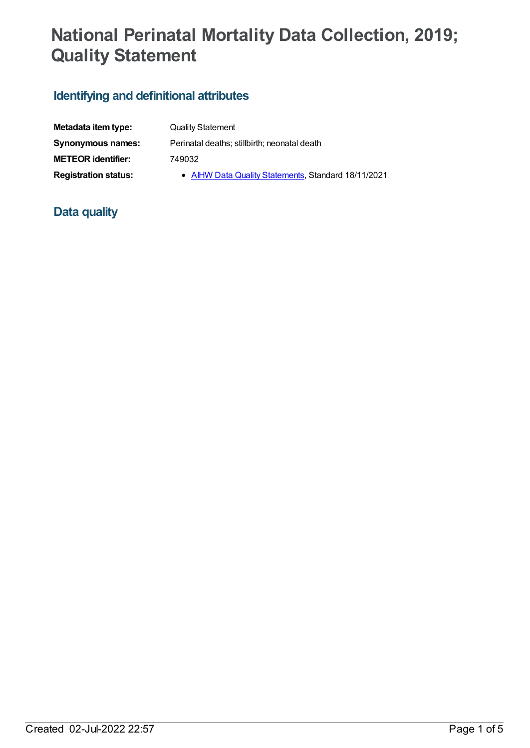# National Perinatal Mortality Data Collection, 2019; Quality Statement

## Identifying and definitional attributes

| | |
|---|---|
| **Metadata item type:** | Quality Statement |
| **Synonymous names:** | Perinatal deaths; stillbirth; neonatal death |
| **METEOR identifier:** | 749032 |
| **Registration status:** | • AIHW Data Quality Statements, Standard 18/11/2021 |

## Data quality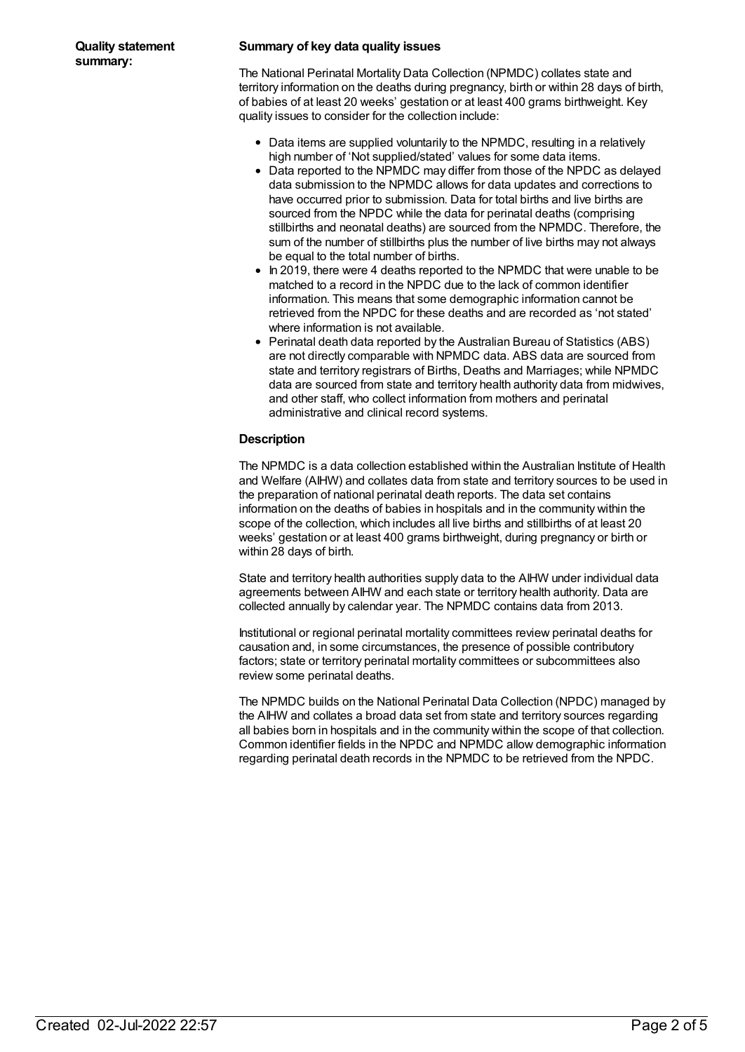**Quality statement summary:**

**Summary of key data quality issues**

The National Perinatal Mortality Data Collection (NPMDC) collates state and territory information on the deaths during pregnancy, birth or within 28 days of birth, of babies of at least 20 weeks' gestation or at least 400 grams birthweight. Key quality issues to consider for the collection include:

- Data items are supplied voluntarily to the NPMDC, resulting in a relatively high number of 'Not supplied/stated' values for some data items.
- Data reported to the NPMDC may differ from those of the NPDC as delayed data submission to the NPMDC allows for data updates and corrections to have occurred prior to submission. Data for total births and live births are sourced from the NPDC while the data for perinatal deaths (comprising stillbirths and neonatal deaths) are sourced from the NPMDC. Therefore, the sum of the number of stillbirths plus the number of live births may not always be equal to the total number of births.
- In 2019, there were 4 deaths reported to the NPMDC that were unable to be matched to a record in the NPDC due to the lack of common identifier information. This means that some demographic information cannot be retrieved from the NPDC for these deaths and are recorded as 'not stated' where information is not available.
- Perinatal death data reported by the Australian Bureau of Statistics (ABS) are not directly comparable with NPMDC data. ABS data are sourced from state and territory registrars of Births, Deaths and Marriages; while NPMDC data are sourced from state and territory health authority data from midwives, and other staff, who collect information from mothers and perinatal administrative and clinical record systems.

**Description**

The NPMDC is a data collection established within the Australian Institute of Health and Welfare (AIHW) and collates data from state and territory sources to be used in the preparation of national perinatal death reports. The data set contains information on the deaths of babies in hospitals and in the community within the scope of the collection, which includes all live births and stillbirths of at least 20 weeks' gestation or at least 400 grams birthweight, during pregnancy or birth or within 28 days of birth.

State and territory health authorities supply data to the AIHW under individual data agreements between AIHW and each state or territory health authority. Data are collected annually by calendar year. The NPMDC contains data from 2013.

Institutional or regional perinatal mortality committees review perinatal deaths for causation and, in some circumstances, the presence of possible contributory factors; state or territory perinatal mortality committees or subcommittees also review some perinatal deaths.

The NPMDC builds on the National Perinatal Data Collection (NPDC) managed by the AIHW and collates a broad data set from state and territory sources regarding all babies born in hospitals and in the community within the scope of that collection. Common identifier fields in the NPDC and NPMDC allow demographic information regarding perinatal death records in the NPMDC to be retrieved from the NPDC.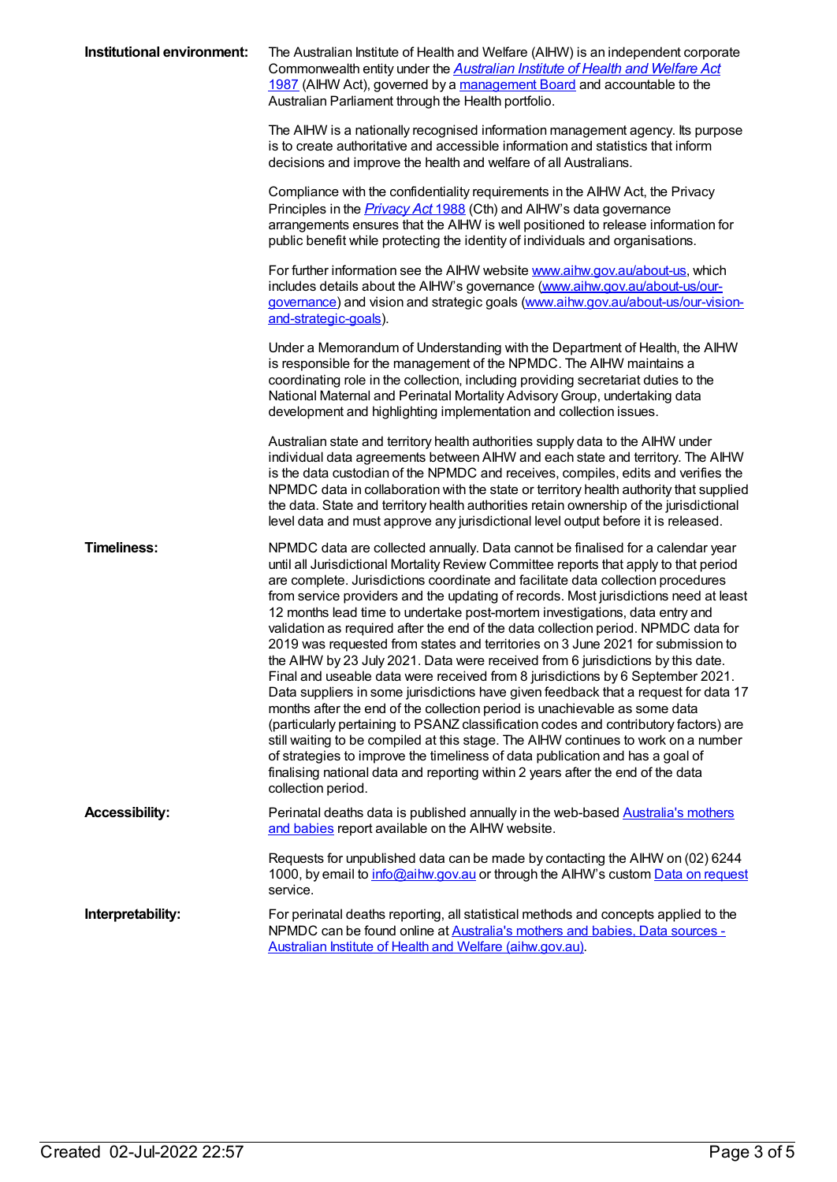**Institutional environment:**

The Australian Institute of Health and Welfare (AIHW) is an independent corporate Commonwealth entity under the *Australian Institute of Health and Welfare Act* 1987 (AIHW Act), governed by a management Board and accountable to the Australian Parliament through the Health portfolio.

The AIHW is a nationally recognised information management agency. Its purpose is to create authoritative and accessible information and statistics that inform decisions and improve the health and welfare of all Australians.

Compliance with the confidentiality requirements in the AIHW Act, the Privacy Principles in the *Privacy Act* 1988 (Cth) and AIHW's data governance arrangements ensures that the AIHW is well positioned to release information for public benefit while protecting the identity of individuals and organisations.

For further information see the AIHW website www.aihw.gov.au/about-us, which includes details about the AIHW's governance (www.aihw.gov.au/about-us/our-governance) and vision and strategic goals (www.aihw.gov.au/about-us/our-vision-and-strategic-goals).

Under a Memorandum of Understanding with the Department of Health, the AIHW is responsible for the management of the NPMDC. The AIHW maintains a coordinating role in the collection, including providing secretariat duties to the National Maternal and Perinatal Mortality Advisory Group, undertaking data development and highlighting implementation and collection issues.

Australian state and territory health authorities supply data to the AIHW under individual data agreements between AIHW and each state and territory. The AIHW is the data custodian of the NPMDC and receives, compiles, edits and verifies the NPMDC data in collaboration with the state or territory health authority that supplied the data. State and territory health authorities retain ownership of the jurisdictional level data and must approve any jurisdictional level output before it is released.

**Timeliness:**

NPMDC data are collected annually. Data cannot be finalised for a calendar year until all Jurisdictional Mortality Review Committee reports that apply to that period are complete. Jurisdictions coordinate and facilitate data collection procedures from service providers and the updating of records. Most jurisdictions need at least 12 months lead time to undertake post-mortem investigations, data entry and validation as required after the end of the data collection period. NPMDC data for 2019 was requested from states and territories on 3 June 2021 for submission to the AIHW by 23 July 2021. Data were received from 6 jurisdictions by this date. Final and useable data were received from 8 jurisdictions by 6 September 2021. Data suppliers in some jurisdictions have given feedback that a request for data 17 months after the end of the collection period is unachievable as some data (particularly pertaining to PSANZ classification codes and contributory factors) are still waiting to be compiled at this stage. The AIHW continues to work on a number of strategies to improve the timeliness of data publication and has a goal of finalising national data and reporting within 2 years after the end of the data collection period.

**Accessibility:**

Perinatal deaths data is published annually in the web-based Australia's mothers and babies report available on the AIHW website.

Requests for unpublished data can be made by contacting the AIHW on (02) 6244 1000, by email to info@aihw.gov.au or through the AIHW's custom Data on request service.

**Interpretability:**

For perinatal deaths reporting, all statistical methods and concepts applied to the NPMDC can be found online at Australia's mothers and babies, Data sources - Australian Institute of Health and Welfare (aihw.gov.au).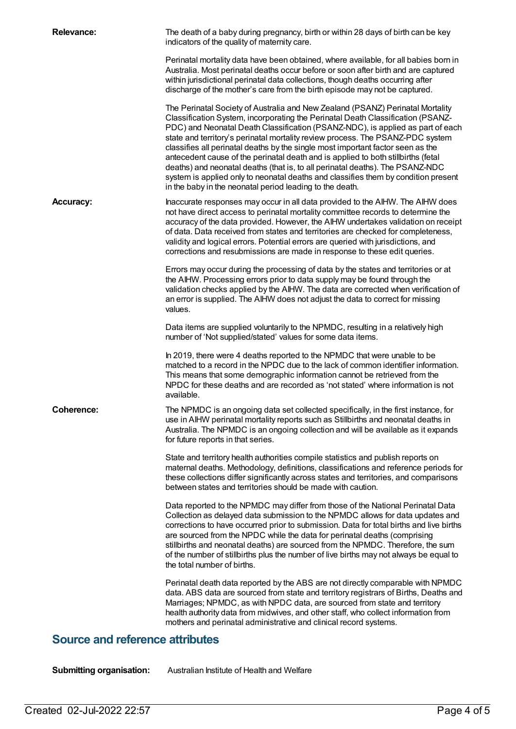**Relevance:**

The death of a baby during pregnancy, birth or within 28 days of birth can be key indicators of the quality of maternity care.

Perinatal mortality data have been obtained, where available, for all babies born in Australia. Most perinatal deaths occur before or soon after birth and are captured within jurisdictional perinatal data collections, though deaths occurring after discharge of the mother's care from the birth episode may not be captured.

The Perinatal Society of Australia and New Zealand (PSANZ) Perinatal Mortality Classification System, incorporating the Perinatal Death Classification (PSANZ-PDC) and Neonatal Death Classification (PSANZ-NDC), is applied as part of each state and territory's perinatal mortality review process. The PSANZ-PDC system classifies all perinatal deaths by the single most important factor seen as the antecedent cause of the perinatal death and is applied to both stillbirths (fetal deaths) and neonatal deaths (that is, to all perinatal deaths). The PSANZ-NDC system is applied only to neonatal deaths and classifies them by condition present in the baby in the neonatal period leading to the death.

**Accuracy:**

Inaccurate responses may occur in all data provided to the AIHW. The AIHW does not have direct access to perinatal mortality committee records to determine the accuracy of the data provided. However, the AIHW undertakes validation on receipt of data. Data received from states and territories are checked for completeness, validity and logical errors. Potential errors are queried with jurisdictions, and corrections and resubmissions are made in response to these edit queries.

Errors may occur during the processing of data by the states and territories or at the AIHW. Processing errors prior to data supply may be found through the validation checks applied by the AIHW. The data are corrected when verification of an error is supplied. The AIHW does not adjust the data to correct for missing values.

Data items are supplied voluntarily to the NPMDC, resulting in a relatively high number of 'Not supplied/stated' values for some data items.

In 2019, there were 4 deaths reported to the NPMDC that were unable to be matched to a record in the NPDC due to the lack of common identifier information. This means that some demographic information cannot be retrieved from the NPDC for these deaths and are recorded as 'not stated' where information is not available.

**Coherence:**

The NPMDC is an ongoing data set collected specifically, in the first instance, for use in AIHW perinatal mortality reports such as Stillbirths and neonatal deaths in Australia. The NPMDC is an ongoing collection and will be available as it expands for future reports in that series.

State and territory health authorities compile statistics and publish reports on maternal deaths. Methodology, definitions, classifications and reference periods for these collections differ significantly across states and territories, and comparisons between states and territories should be made with caution.

Data reported to the NPMDC may differ from those of the National Perinatal Data Collection as delayed data submission to the NPMDC allows for data updates and corrections to have occurred prior to submission. Data for total births and live births are sourced from the NPDC while the data for perinatal deaths (comprising stillbirths and neonatal deaths) are sourced from the NPMDC. Therefore, the sum of the number of stillbirths plus the number of live births may not always be equal to the total number of births.

Perinatal death data reported by the ABS are not directly comparable with NPMDC data. ABS data are sourced from state and territory registrars of Births, Deaths and Marriages; NPMDC, as with NPDC data, are sourced from state and territory health authority data from midwives, and other staff, who collect information from mothers and perinatal administrative and clinical record systems.

## Source and reference attributes

**Submitting organisation:** Australian Institute of Health and Welfare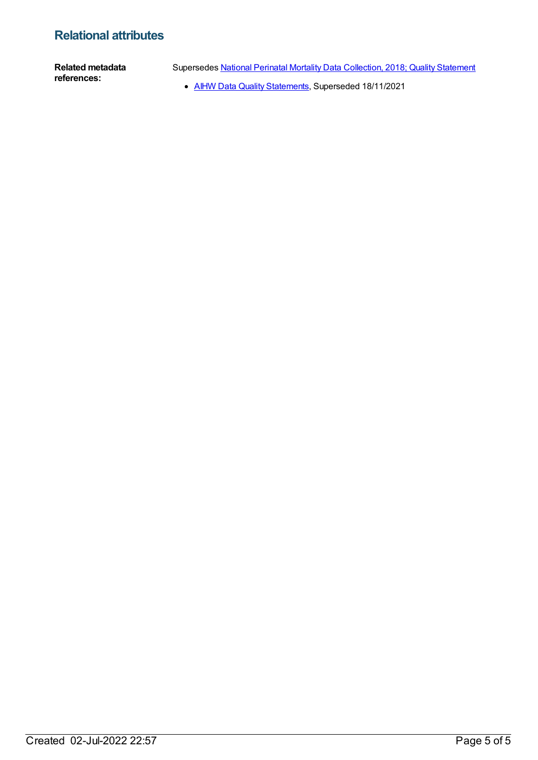## Relational attributes

**Related metadata references:**

Supersedes National Perinatal Mortality Data Collection, 2018; Quality Statement

- AIHW Data Quality Statements, Superseded 18/11/2021